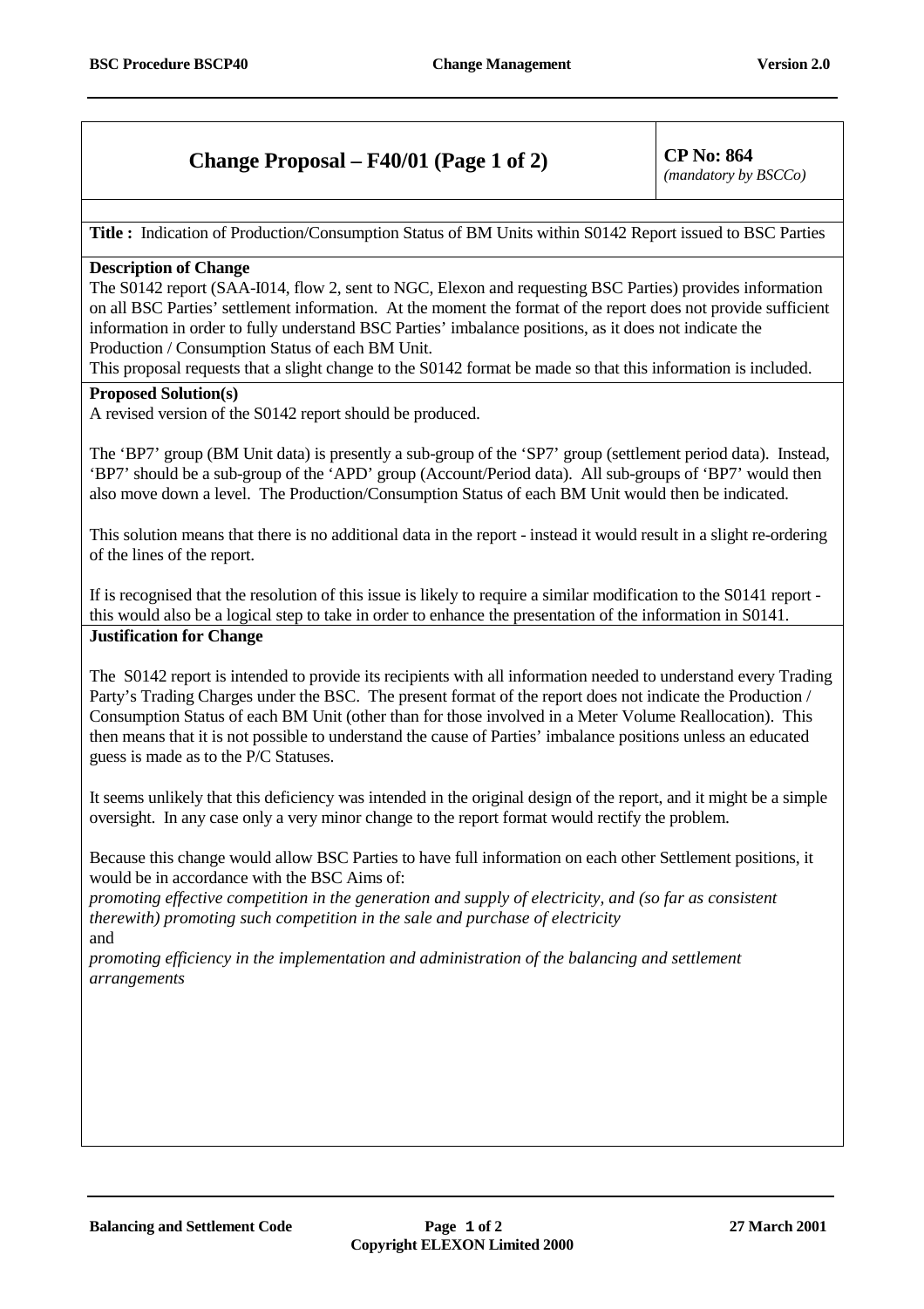# Change Proposal – F40/01 (Page 1 of 2)

**CP No: 864**
*(mandatory by BSCCo)*

**Title :** Indication of Production/Consumption Status of BM Units within S0142 Report issued to BSC Parties

**Description of Change**

The S0142 report (SAA-I014, flow 2, sent to NGC, Elexon and requesting BSC Parties) provides information on all BSC Parties' settlement information. At the moment the format of the report does not provide sufficient information in order to fully understand BSC Parties' imbalance positions, as it does not indicate the Production / Consumption Status of each BM Unit.

This proposal requests that a slight change to the S0142 format be made so that this information is included.

**Proposed Solution(s)**

A revised version of the S0142 report should be produced.

The 'BP7' group (BM Unit data) is presently a sub-group of the 'SP7' group (settlement period data). Instead, 'BP7' should be a sub-group of the 'APD' group (Account/Period data). All sub-groups of 'BP7' would then also move down a level. The Production/Consumption Status of each BM Unit would then be indicated.

This solution means that there is no additional data in the report - instead it would result in a slight re-ordering of the lines of the report.

If is recognised that the resolution of this issue is likely to require a similar modification to the S0141 report - this would also be a logical step to take in order to enhance the presentation of the information in S0141.

**Justification for Change**

The S0142 report is intended to provide its recipients with all information needed to understand every Trading Party's Trading Charges under the BSC. The present format of the report does not indicate the Production / Consumption Status of each BM Unit (other than for those involved in a Meter Volume Reallocation). This then means that it is not possible to understand the cause of Parties' imbalance positions unless an educated guess is made as to the P/C Statuses.

It seems unlikely that this deficiency was intended in the original design of the report, and it might be a simple oversight. In any case only a very minor change to the report format would rectify the problem.

Because this change would allow BSC Parties to have full information on each other Settlement positions, it would be in accordance with the BSC Aims of:

*promoting effective competition in the generation and supply of electricity, and (so far as consistent therewith) promoting such competition in the sale and purchase of electricity*

and

*promoting efficiency in the implementation and administration of the balancing and settlement arrangements*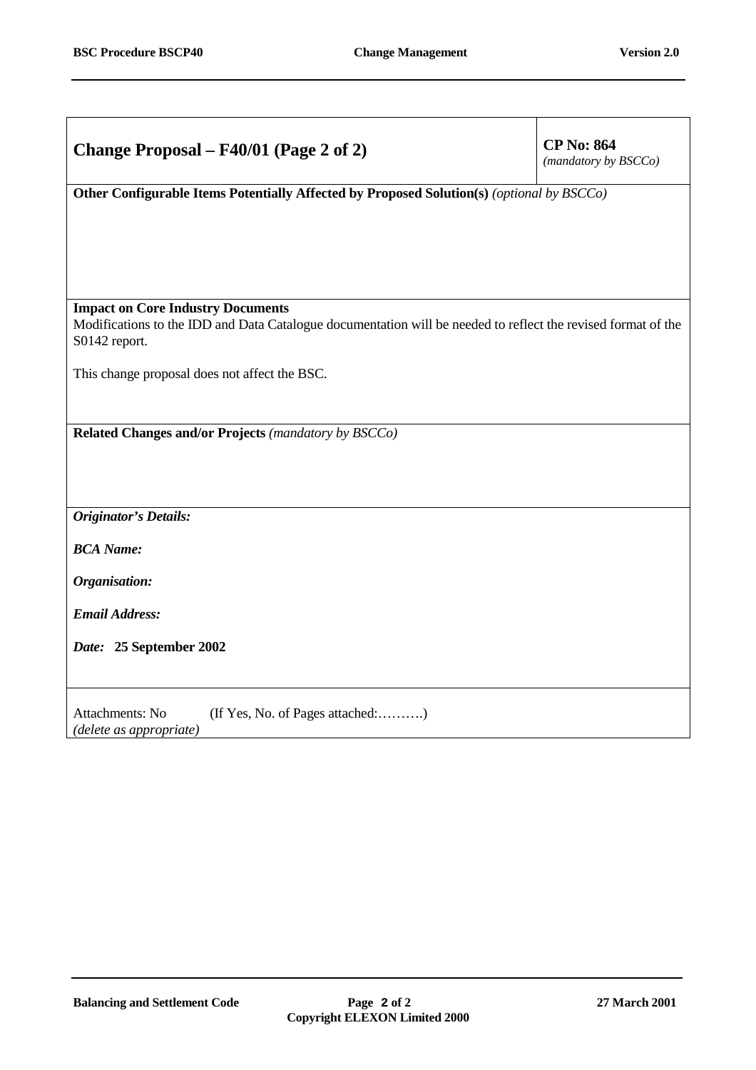## Change Proposal – F40/01 (Page 2 of 2)

**CP No: 864**
*(mandatory by BSCCo)*

**Other Configurable Items Potentially Affected by Proposed Solution(s)** *(optional by BSCCo)*

**Impact on Core Industry Documents**

Modifications to the IDD and Data Catalogue documentation will be needed to reflect the revised format of the S0142 report.

This change proposal does not affect the BSC.

**Related Changes and/or Projects** *(mandatory by BSCCo)*

***Originator's Details:***

***BCA Name:***

***Organisation:***

***Email Address:***

***Date:*** **25 September 2002**

Attachments: No (If Yes, No. of Pages attached:……….)
*(delete as appropriate)*